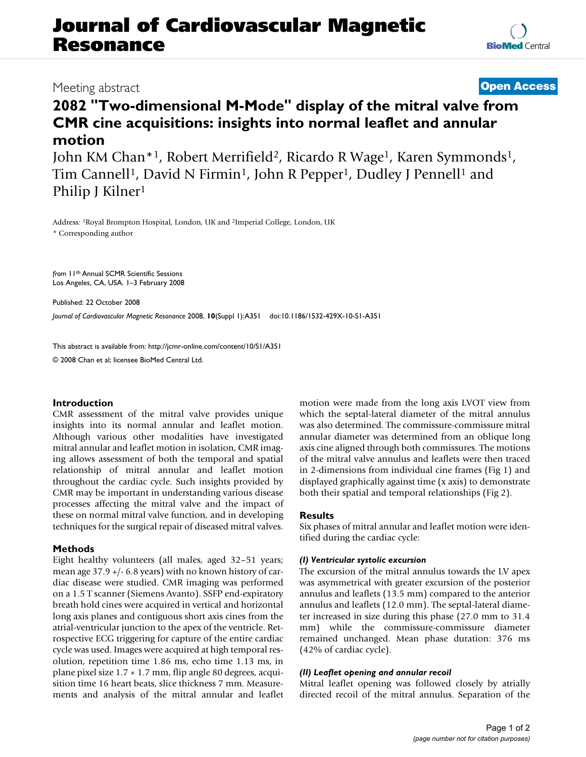# Journal of Cardiovascular Magnetic Resonance

Meeting abstract

**Open Access**

## 2082 "Two-dimensional M-Mode" display of the mitral valve from CMR cine acquisitions: insights into normal leaflet and annular motion

John KM Chan*[1], Robert Merrifield[2], Ricardo R Wage[1], Karen Symmonds[1], Tim Cannell[1], David N Firmin[1], John R Pepper[1], Dudley J Pennell[1] and Philip J Kilner[1]

Address: [1]Royal Brompton Hospital, London, UK and [2]Imperial College, London, UK

\* Corresponding author

*from* 11th Annual SCMR Scientific Sessions
Los Angeles, CA, USA. 1–3 February 2008

Published: 22 October 2008

*Journal of Cardiovascular Magnetic Resonance* 2008, **10**(Suppl 1):A351 doi:10.1186/1532-429X-10-S1-A351

This abstract is available from: http://jcmr-online.com/content/10/S1/A351

© 2008 Chan et al; licensee BioMed Central Ltd.

### Introduction

CMR assessment of the mitral valve provides unique insights into its normal annular and leaflet motion. Although various other modalities have investigated mitral annular and leaflet motion in isolation, CMR imaging allows assessment of both the temporal and spatial relationship of mitral annular and leaflet motion throughout the cardiac cycle. Such insights provided by CMR may be important in understanding various disease processes affecting the mitral valve and the impact of these on normal mitral valve function, and in developing techniques for the surgical repair of diseased mitral valves.

### Methods

Eight healthy volunteers (all males, aged 32–51 years; mean age 37.9 +/- 6.8 years) with no known history of cardiac disease were studied. CMR imaging was performed on a 1.5 T scanner (Siemens Avanto). SSFP end-expiratory breath hold cines were acquired in vertical and horizontal long axis planes and contiguous short axis cines from the atrial-ventricular junction to the apex of the ventricle. Retrospective ECG triggering for capture of the entire cardiac cycle was used. Images were acquired at high temporal resolution, repetition time 1.86 ms, echo time 1.13 ms, in plane pixel size 1.7 × 1.7 mm, flip angle 80 degrees, acquisition time 16 heart beats, slice thickness 7 mm. Measurements and analysis of the mitral annular and leaflet motion were made from the long axis LVOT view from which the septal-lateral diameter of the mitral annulus was also determined. The commissure-commissure mitral annular diameter was determined from an oblique long axis cine aligned through both commissures. The motions of the mitral valve annulus and leaflets were then traced in 2-dimensions from individual cine frames (Fig 1) and displayed graphically against time (x axis) to demonstrate both their spatial and temporal relationships (Fig 2).

### Results

Six phases of mitral annular and leaflet motion were identified during the cardiac cycle:

#### *(I) Ventricular systolic excursion*

The excursion of the mitral annulus towards the LV apex was asymmetrical with greater excursion of the posterior annulus and leaflets (13.5 mm) compared to the anterior annulus and leaflets (12.0 mm). The septal-lateral diameter increased in size during this phase (27.0 mm to 31.4 mm) while the commissure-commissure diameter remained unchanged. Mean phase duration: 376 ms (42% of cardiac cycle).

#### *(II) Leaflet opening and annular recoil*

Mitral leaflet opening was followed closely by atrially directed recoil of the mitral annulus. Separation of the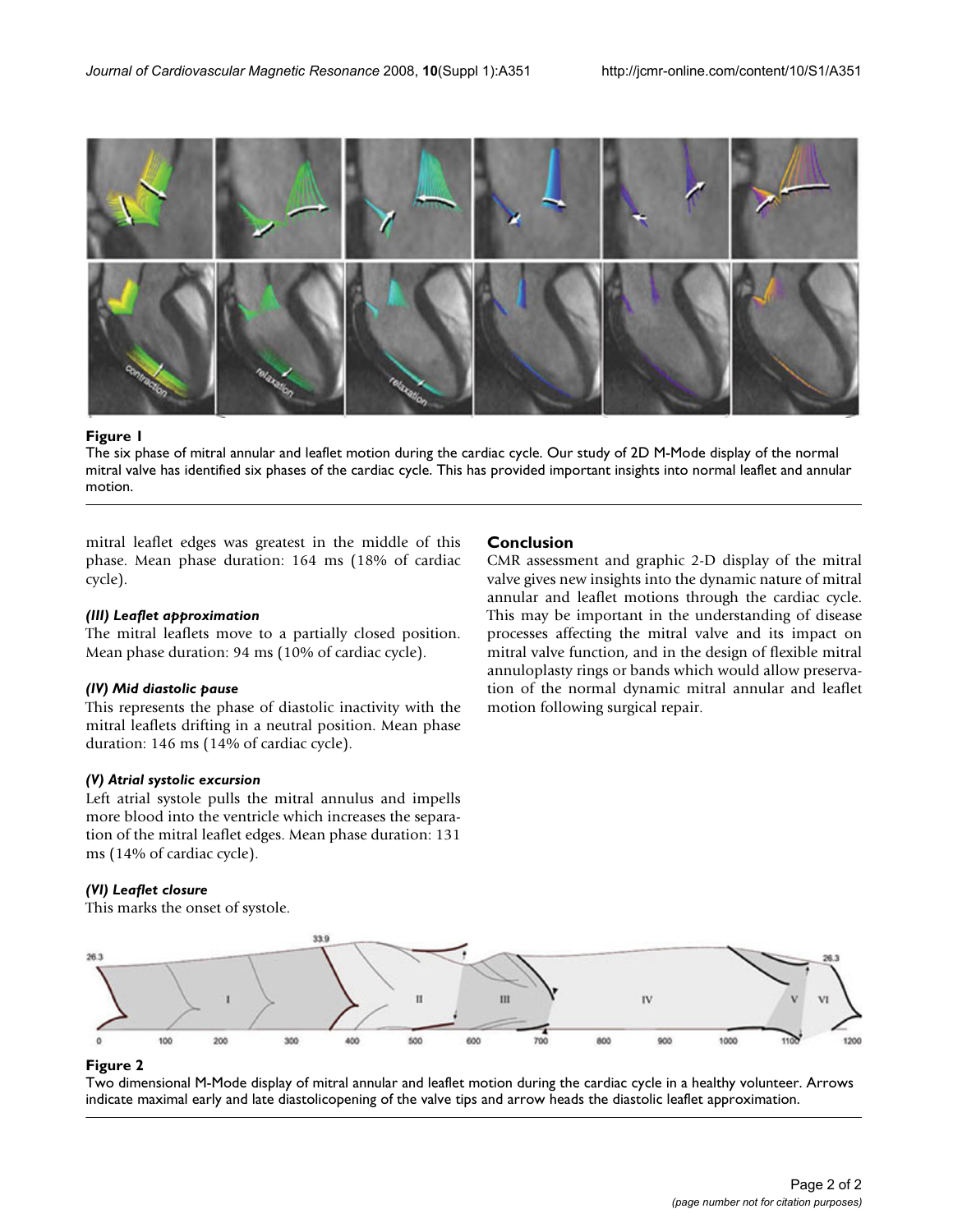**Figure 1**

The six phase of mitral annular and leaflet motion during the cardiac cycle. Our study of 2D M-Mode display of the normal mitral valve has identified six phases of the cardiac cycle. This has provided important insights into normal leaflet and annular motion.

mitral leaflet edges was greatest in the middle of this phase. Mean phase duration: 164 ms (18% of cardiac cycle).

### *(III) Leaflet approximation*

The mitral leaflets move to a partially closed position. Mean phase duration: 94 ms (10% of cardiac cycle).

### *(IV) Mid diastolic pause*

This represents the phase of diastolic inactivity with the mitral leaflets drifting in a neutral position. Mean phase duration: 146 ms (14% of cardiac cycle).

### *(V) Atrial systolic excursion*

Left atrial systole pulls the mitral annulus and impells more blood into the ventricle which increases the separation of the mitral leaflet edges. Mean phase duration: 131 ms (14% of cardiac cycle).

### *(VI) Leaflet closure*

This marks the onset of systole.

## Conclusion

CMR assessment and graphic 2-D display of the mitral valve gives new insights into the dynamic nature of mitral annular and leaflet motions through the cardiac cycle. This may be important in the understanding of disease processes affecting the mitral valve and its impact on mitral valve function, and in the design of flexible mitral annuloplasty rings or bands which would allow preservation of the normal dynamic mitral annular and leaflet motion following surgical repair.

**Figure 2**

Two dimensional M-Mode display of mitral annular and leaflet motion during the cardiac cycle in a healthy volunteer. Arrows indicate maximal early and late diastolicopening of the valve tips and arrow heads the diastolic leaflet approximation.